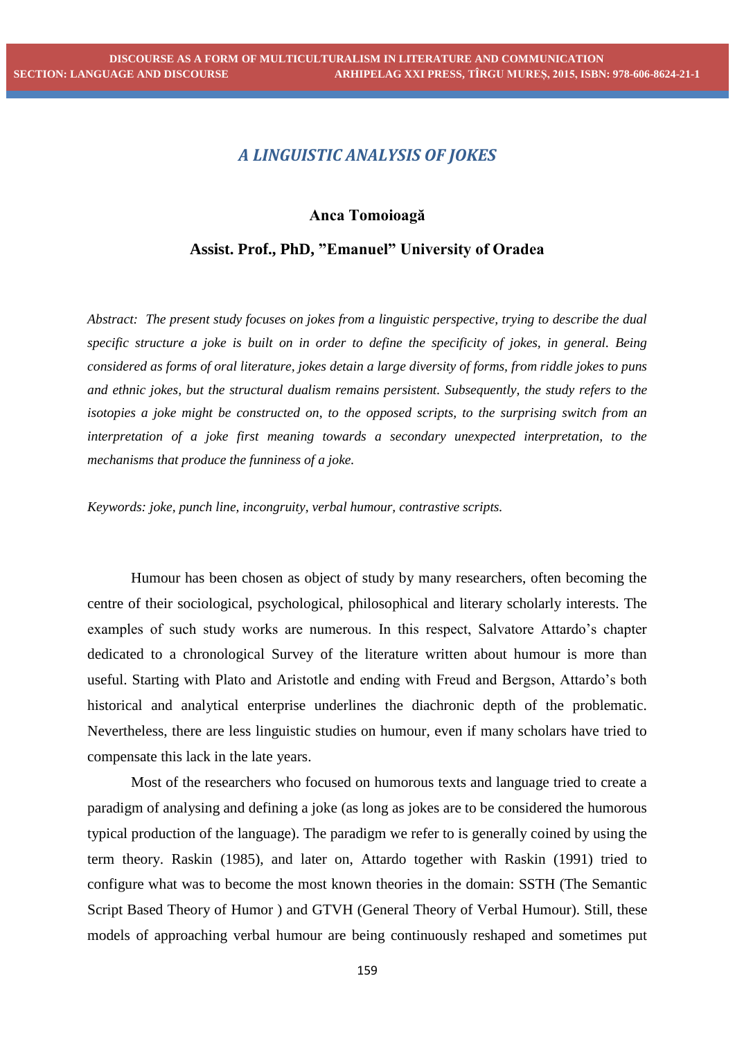# *A LINGUISTIC ANALYSIS OF JOKES*

**Anca Tomoioagă**

**Assist. Prof., PhD, "Emanuel" University of Oradea**

*Abstract: The present study focuses on jokes from a linguistic perspective, trying to describe the dual specific structure a joke is built on in order to define the specificity of jokes, in general. Being considered as forms of oral literature, jokes detain a large diversity of forms, from riddle jokes to puns and ethnic jokes, but the structural dualism remains persistent. Subsequently, the study refers to the isotopies a joke might be constructed on, to the opposed scripts, to the surprising switch from an interpretation of a joke first meaning towards a secondary unexpected interpretation, to the mechanisms that produce the funniness of a joke.*

*Keywords: joke, punch line, incongruity, verbal humour, contrastive scripts.*

Humour has been chosen as object of study by many researchers, often becoming the centre of their sociological, psychological, philosophical and literary scholarly interests. The examples of such study works are numerous. In this respect, Salvatore Attardo's chapter dedicated to a chronological Survey of the literature written about humour is more than useful. Starting with Plato and Aristotle and ending with Freud and Bergson, Attardo's both historical and analytical enterprise underlines the diachronic depth of the problematic. Nevertheless, there are less linguistic studies on humour, even if many scholars have tried to compensate this lack in the late years.

Most of the researchers who focused on humorous texts and language tried to create a paradigm of analysing and defining a joke (as long as jokes are to be considered the humorous typical production of the language). The paradigm we refer to is generally coined by using the term theory. Raskin (1985), and later on, Attardo together with Raskin (1991) tried to configure what was to become the most known theories in the domain: SSTH (The Semantic Script Based Theory of Humor ) and GTVH (General Theory of Verbal Humour). Still, these models of approaching verbal humour are being continuously reshaped and sometimes put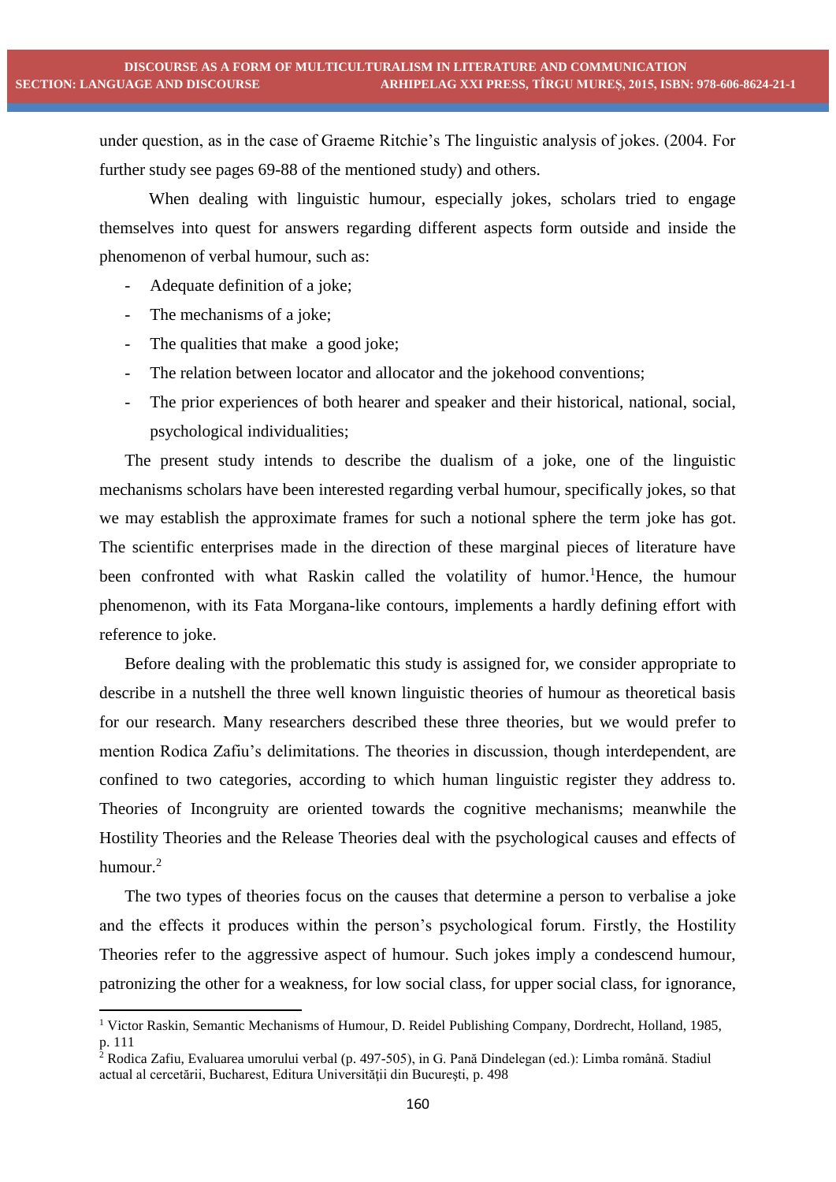under question, as in the case of Graeme Ritchie's The linguistic analysis of jokes. (2004. For further study see pages 69-88 of the mentioned study) and others.

When dealing with linguistic humour, especially jokes, scholars tried to engage themselves into quest for answers regarding different aspects form outside and inside the phenomenon of verbal humour, such as:

- Adequate definition of a joke;
- The mechanisms of a joke;
- The qualities that make a good joke;
- The relation between locator and allocator and the jokehood conventions;
- The prior experiences of both hearer and speaker and their historical, national, social, psychological individualities;

The present study intends to describe the dualism of a joke, one of the linguistic mechanisms scholars have been interested regarding verbal humour, specifically jokes, so that we may establish the approximate frames for such a notional sphere the term joke has got. The scientific enterprises made in the direction of these marginal pieces of literature have been confronted with what Raskin called the volatility of humor.[1]Hence, the humour phenomenon, with its Fata Morgana-like contours, implements a hardly defining effort with reference to joke.

Before dealing with the problematic this study is assigned for, we consider appropriate to describe in a nutshell the three well known linguistic theories of humour as theoretical basis for our research. Many researchers described these three theories, but we would prefer to mention Rodica Zafiu's delimitations. The theories in discussion, though interdependent, are confined to two categories, according to which human linguistic register they address to. Theories of Incongruity are oriented towards the cognitive mechanisms; meanwhile the Hostility Theories and the Release Theories deal with the psychological causes and effects of humour.[2]

The two types of theories focus on the causes that determine a person to verbalise a joke and the effects it produces within the person's psychological forum. Firstly, the Hostility Theories refer to the aggressive aspect of humour. Such jokes imply a condescend humour, patronizing the other for a weakness, for low social class, for upper social class, for ignorance,

---

[1] Victor Raskin, Semantic Mechanisms of Humour, D. Reidel Publishing Company, Dordrecht, Holland, 1985, p. 111

[2] Rodica Zafiu, Evaluarea umorului verbal (p. 497-505), in G. Pană Dindelegan (ed.): Limba română. Stadiul actual al cercetării, Bucharest, Editura Universității din București, p. 498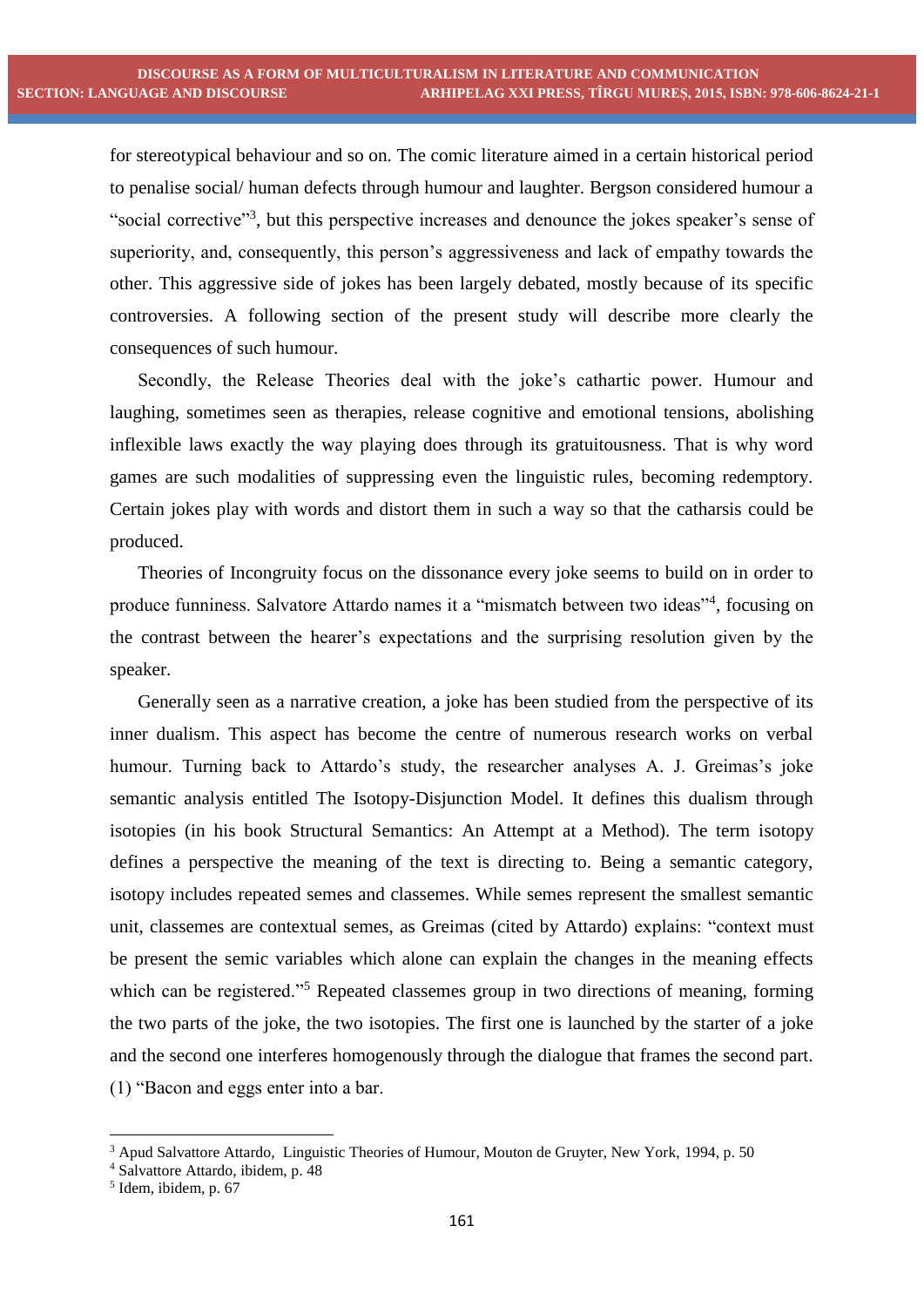for stereotypical behaviour and so on. The comic literature aimed in a certain historical period to penalise social/ human defects through humour and laughter. Bergson considered humour a "social corrective"[3], but this perspective increases and denounce the jokes speaker's sense of superiority, and, consequently, this person's aggressiveness and lack of empathy towards the other. This aggressive side of jokes has been largely debated, mostly because of its specific controversies. A following section of the present study will describe more clearly the consequences of such humour.

Secondly, the Release Theories deal with the joke's cathartic power. Humour and laughing, sometimes seen as therapies, release cognitive and emotional tensions, abolishing inflexible laws exactly the way playing does through its gratuitousness. That is why word games are such modalities of suppressing even the linguistic rules, becoming redemptory. Certain jokes play with words and distort them in such a way so that the catharsis could be produced.

Theories of Incongruity focus on the dissonance every joke seems to build on in order to produce funniness. Salvatore Attardo names it a "mismatch between two ideas"[4], focusing on the contrast between the hearer's expectations and the surprising resolution given by the speaker.

Generally seen as a narrative creation, a joke has been studied from the perspective of its inner dualism. This aspect has become the centre of numerous research works on verbal humour. Turning back to Attardo's study, the researcher analyses A. J. Greimas's joke semantic analysis entitled The Isotopy-Disjunction Model. It defines this dualism through isotopies (in his book Structural Semantics: An Attempt at a Method). The term isotopy defines a perspective the meaning of the text is directing to. Being a semantic category, isotopy includes repeated semes and classemes. While semes represent the smallest semantic unit, classemes are contextual semes, as Greimas (cited by Attardo) explains: "context must be present the semic variables which alone can explain the changes in the meaning effects which can be registered."[5] Repeated classemes group in two directions of meaning, forming the two parts of the joke, the two isotopies. The first one is launched by the starter of a joke and the second one interferes homogenously through the dialogue that frames the second part.

(1) "Bacon and eggs enter into a bar.

---

[3] Apud Salvattore Attardo, Linguistic Theories of Humour, Mouton de Gruyter, New York, 1994, p. 50

[4] Salvattore Attardo, ibidem, p. 48

[5] Idem, ibidem, p. 67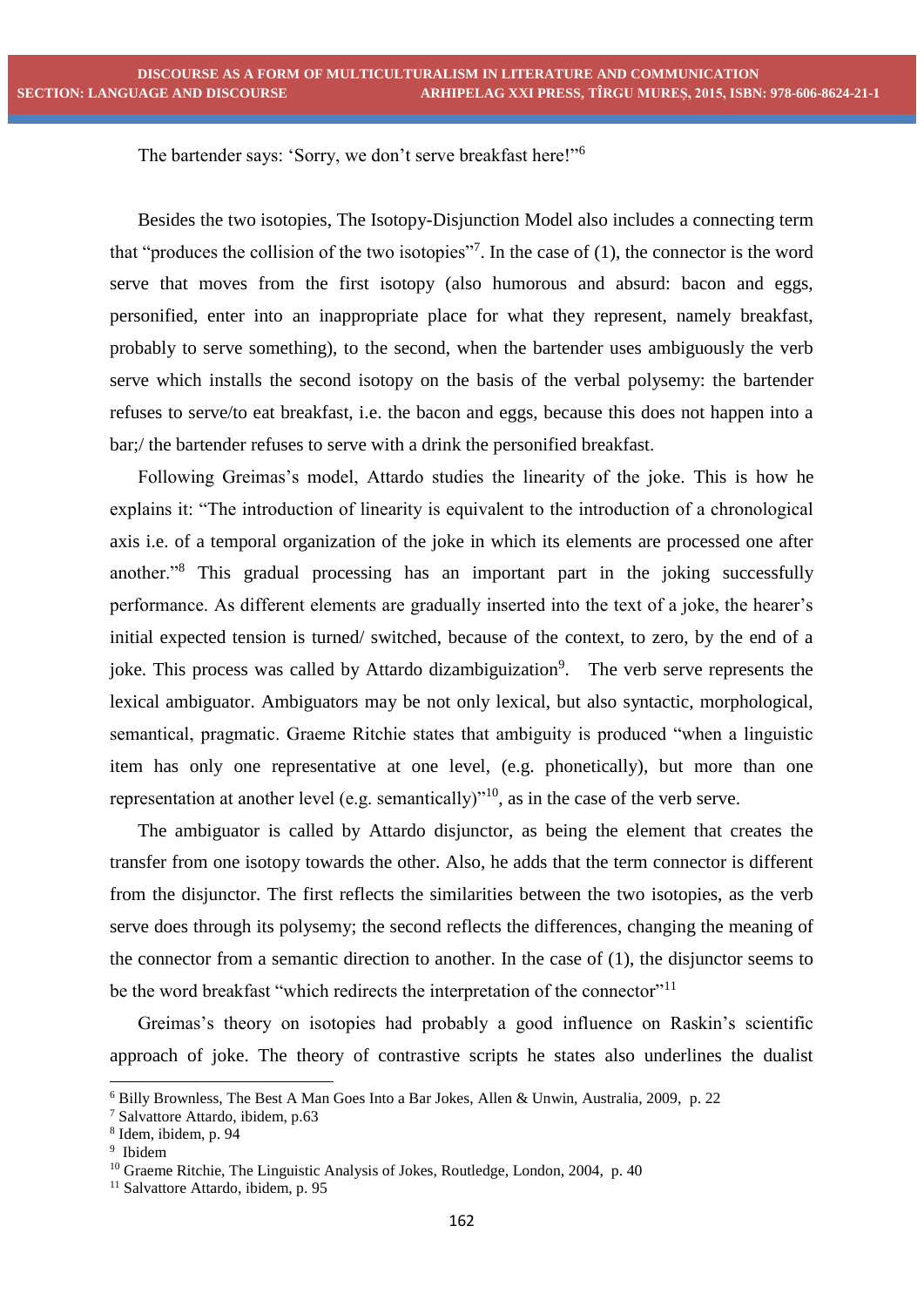The bartender says: 'Sorry, we don't serve breakfast here!"[6]

Besides the two isotopies, The Isotopy-Disjunction Model also includes a connecting term that "produces the collision of the two isotopies"[7]. In the case of (1), the connector is the word serve that moves from the first isotopy (also humorous and absurd: bacon and eggs, personified, enter into an inappropriate place for what they represent, namely breakfast, probably to serve something), to the second, when the bartender uses ambiguously the verb serve which installs the second isotopy on the basis of the verbal polysemy: the bartender refuses to serve/to eat breakfast, i.e. the bacon and eggs, because this does not happen into a bar;/ the bartender refuses to serve with a drink the personified breakfast.

Following Greimas's model, Attardo studies the linearity of the joke. This is how he explains it: "The introduction of linearity is equivalent to the introduction of a chronological axis i.e. of a temporal organization of the joke in which its elements are processed one after another."[8] This gradual processing has an important part in the joking successfully performance. As different elements are gradually inserted into the text of a joke, the hearer's initial expected tension is turned/ switched, because of the context, to zero, by the end of a joke. This process was called by Attardo dizambiguization[9]. The verb serve represents the lexical ambiguator. Ambiguators may be not only lexical, but also syntactic, morphological, semantical, pragmatic. Graeme Ritchie states that ambiguity is produced "when a linguistic item has only one representative at one level, (e.g. phonetically), but more than one representation at another level (e.g. semantically)"[10], as in the case of the verb serve.

The ambiguator is called by Attardo disjunctor, as being the element that creates the transfer from one isotopy towards the other. Also, he adds that the term connector is different from the disjunctor. The first reflects the similarities between the two isotopies, as the verb serve does through its polysemy; the second reflects the differences, changing the meaning of the connector from a semantic direction to another. In the case of (1), the disjunctor seems to be the word breakfast "which redirects the interpretation of the connector"[11]

Greimas's theory on isotopies had probably a good influence on Raskin's scientific approach of joke. The theory of contrastive scripts he states also underlines the dualist

---

[6] Billy Brownless, The Best A Man Goes Into a Bar Jokes, Allen & Unwin, Australia, 2009, p. 22

[7] Salvattore Attardo, ibidem, p.63

[8] Idem, ibidem, p. 94

[9] Ibidem

[10] Graeme Ritchie, The Linguistic Analysis of Jokes, Routledge, London, 2004, p. 40

[11] Salvattore Attardo, ibidem, p. 95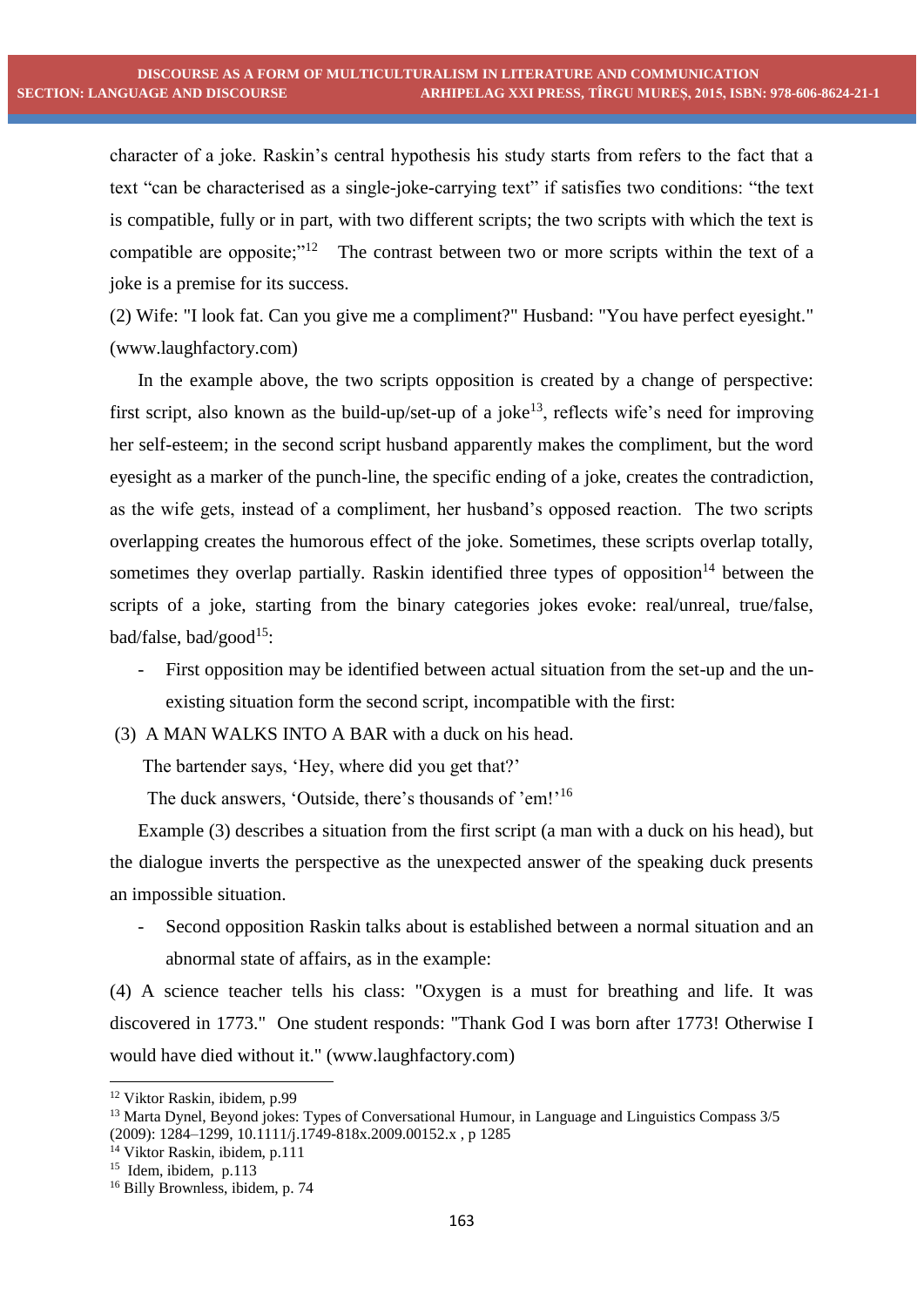character of a joke. Raskin's central hypothesis his study starts from refers to the fact that a text "can be characterised as a single-joke-carrying text" if satisfies two conditions: "the text is compatible, fully or in part, with two different scripts; the two scripts with which the text is compatible are opposite;"[12] The contrast between two or more scripts within the text of a joke is a premise for its success.

(2) Wife: "I look fat. Can you give me a compliment?" Husband: "You have perfect eyesight." (www.laughfactory.com)

In the example above, the two scripts opposition is created by a change of perspective: first script, also known as the build-up/set-up of a joke[13], reflects wife's need for improving her self-esteem; in the second script husband apparently makes the compliment, but the word eyesight as a marker of the punch-line, the specific ending of a joke, creates the contradiction, as the wife gets, instead of a compliment, her husband's opposed reaction. The two scripts overlapping creates the humorous effect of the joke. Sometimes, these scripts overlap totally, sometimes they overlap partially. Raskin identified three types of opposition[14] between the scripts of a joke, starting from the binary categories jokes evoke: real/unreal, true/false, bad/false, bad/good[15]:

- First opposition may be identified between actual situation from the set-up and the un-existing situation form the second script, incompatible with the first:

(3) A MAN WALKS INTO A BAR with a duck on his head.
The bartender says, 'Hey, where did you get that?'
The duck answers, 'Outside, there's thousands of 'em!'[16]

Example (3) describes a situation from the first script (a man with a duck on his head), but the dialogue inverts the perspective as the unexpected answer of the speaking duck presents an impossible situation.

- Second opposition Raskin talks about is established between a normal situation and an abnormal state of affairs, as in the example:

(4) A science teacher tells his class: "Oxygen is a must for breathing and life. It was discovered in 1773." One student responds: "Thank God I was born after 1773! Otherwise I would have died without it." (www.laughfactory.com)

---

[12] Viktor Raskin, ibidem, p.99

[13] Marta Dynel, Beyond jokes: Types of Conversational Humour, in Language and Linguistics Compass 3/5 (2009): 1284–1299, 10.1111/j.1749-818x.2009.00152.x , p 1285

[14] Viktor Raskin, ibidem, p.111

[15] Idem, ibidem, p.113

[16] Billy Brownless, ibidem, p. 74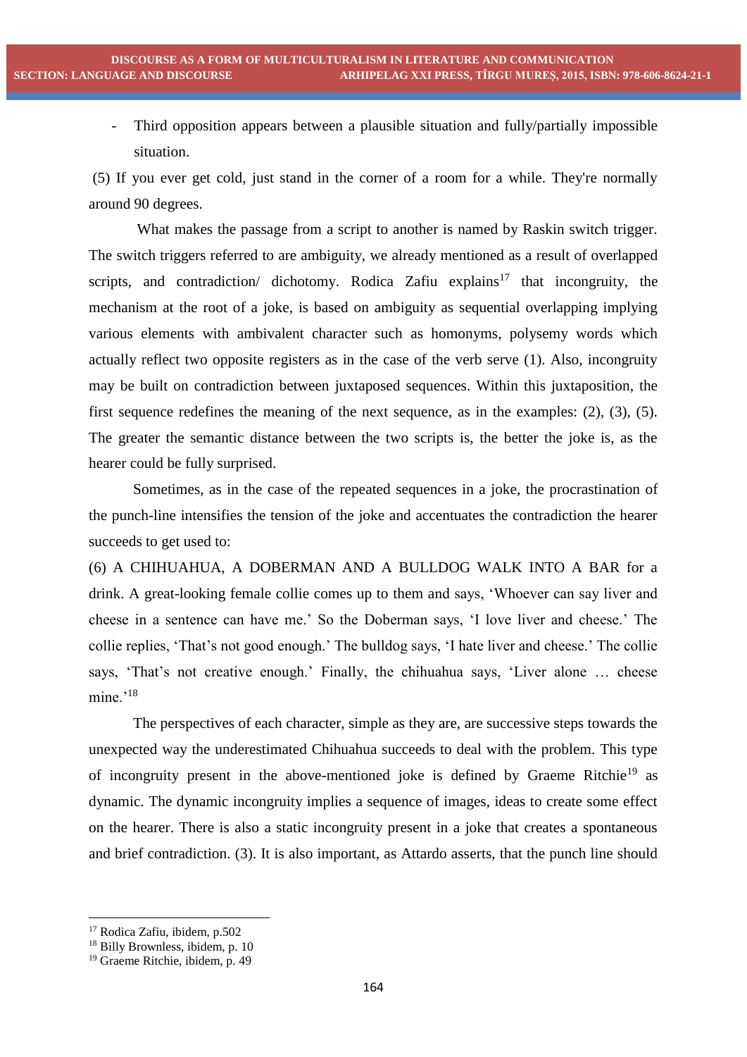- Third opposition appears between a plausible situation and fully/partially impossible situation.

(5) If you ever get cold, just stand in the corner of a room for a while. They're normally around 90 degrees.

What makes the passage from a script to another is named by Raskin switch trigger. The switch triggers referred to are ambiguity, we already mentioned as a result of overlapped scripts, and contradiction/ dichotomy. Rodica Zafiu explains[17] that incongruity, the mechanism at the root of a joke, is based on ambiguity as sequential overlapping implying various elements with ambivalent character such as homonyms, polysemy words which actually reflect two opposite registers as in the case of the verb serve (1). Also, incongruity may be built on contradiction between juxtaposed sequences. Within this juxtaposition, the first sequence redefines the meaning of the next sequence, as in the examples: (2), (3), (5). The greater the semantic distance between the two scripts is, the better the joke is, as the hearer could be fully surprised.

Sometimes, as in the case of the repeated sequences in a joke, the procrastination of the punch-line intensifies the tension of the joke and accentuates the contradiction the hearer succeeds to get used to:

(6) A CHIHUAHUA, A DOBERMAN AND A BULLDOG WALK INTO A BAR for a drink. A great-looking female collie comes up to them and says, 'Whoever can say liver and cheese in a sentence can have me.' So the Doberman says, 'I love liver and cheese.' The collie replies, 'That's not good enough.' The bulldog says, 'I hate liver and cheese.' The collie says, 'That's not creative enough.' Finally, the chihuahua says, 'Liver alone … cheese mine.'[18]

The perspectives of each character, simple as they are, are successive steps towards the unexpected way the underestimated Chihuahua succeeds to deal with the problem. This type of incongruity present in the above-mentioned joke is defined by Graeme Ritchie[19] as dynamic. The dynamic incongruity implies a sequence of images, ideas to create some effect on the hearer. There is also a static incongruity present in a joke that creates a spontaneous and brief contradiction. (3). It is also important, as Attardo asserts, that the punch line should

---

[17] Rodica Zafiu, ibidem, p.502

[18] Billy Brownless, ibidem, p. 10

[19] Graeme Ritchie, ibidem, p. 49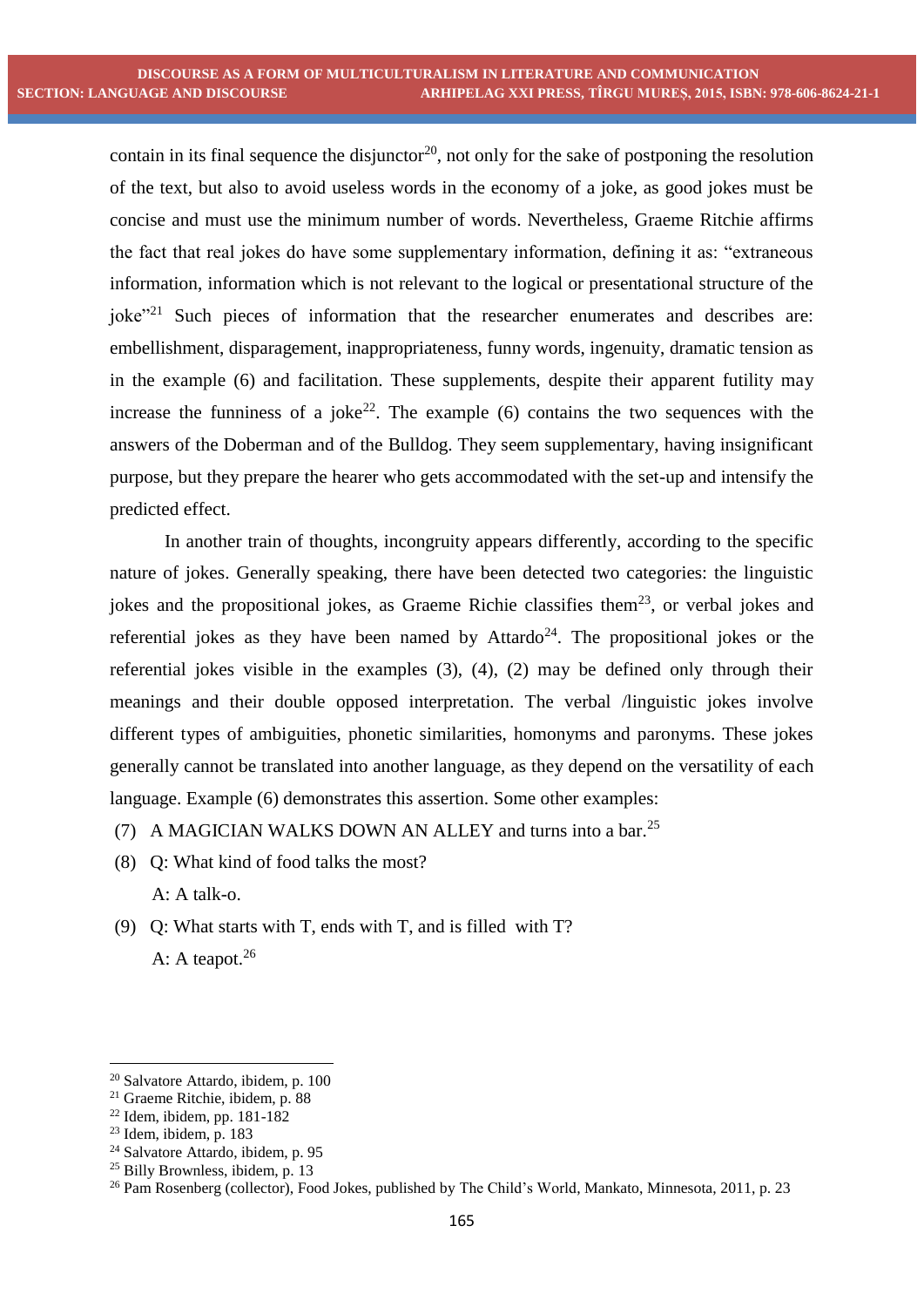contain in its final sequence the disjunctor[20], not only for the sake of postponing the resolution of the text, but also to avoid useless words in the economy of a joke, as good jokes must be concise and must use the minimum number of words. Nevertheless, Graeme Ritchie affirms the fact that real jokes do have some supplementary information, defining it as: "extraneous information, information which is not relevant to the logical or presentational structure of the joke"[21] Such pieces of information that the researcher enumerates and describes are: embellishment, disparagement, inappropriateness, funny words, ingenuity, dramatic tension as in the example (6) and facilitation. These supplements, despite their apparent futility may increase the funniness of a joke[22]. The example (6) contains the two sequences with the answers of the Doberman and of the Bulldog. They seem supplementary, having insignificant purpose, but they prepare the hearer who gets accommodated with the set-up and intensify the predicted effect.

In another train of thoughts, incongruity appears differently, according to the specific nature of jokes. Generally speaking, there have been detected two categories: the linguistic jokes and the propositional jokes, as Graeme Richie classifies them[23], or verbal jokes and referential jokes as they have been named by Attardo[24]. The propositional jokes or the referential jokes visible in the examples (3), (4), (2) may be defined only through their meanings and their double opposed interpretation. The verbal /linguistic jokes involve different types of ambiguities, phonetic similarities, homonyms and paronyms. These jokes generally cannot be translated into another language, as they depend on the versatility of each language. Example (6) demonstrates this assertion. Some other examples:

(7) A MAGICIAN WALKS DOWN AN ALLEY and turns into a bar.[25]

(8) Q: What kind of food talks the most?

A: A talk-o.

(9) Q: What starts with T, ends with T, and is filled with T?

A: A teapot.[26]

---

[20] Salvatore Attardo, ibidem, p. 100
[21] Graeme Ritchie, ibidem, p. 88
[22] Idem, ibidem, pp. 181-182
[23] Idem, ibidem, p. 183
[24] Salvatore Attardo, ibidem, p. 95
[25] Billy Brownless, ibidem, p. 13
[26] Pam Rosenberg (collector), Food Jokes, published by The Child's World, Mankato, Minnesota, 2011, p. 23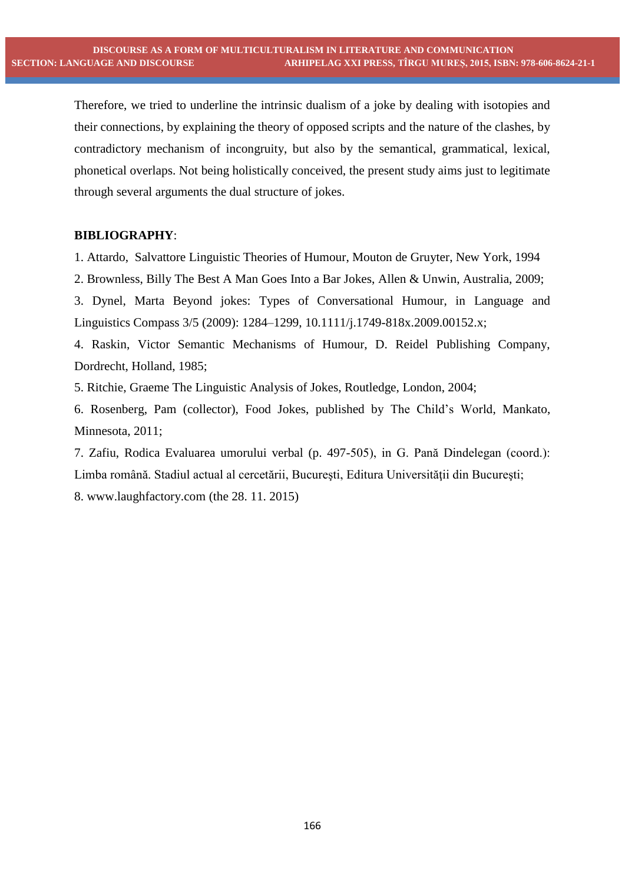Therefore, we tried to underline the intrinsic dualism of a joke by dealing with isotopies and their connections, by explaining the theory of opposed scripts and the nature of the clashes, by contradictory mechanism of incongruity, but also by the semantical, grammatical, lexical, phonetical overlaps. Not being holistically conceived, the present study aims just to legitimate through several arguments the dual structure of jokes.

**BIBLIOGRAPHY**:

1. Attardo, Salvattore Linguistic Theories of Humour, Mouton de Gruyter, New York, 1994
2. Brownless, Billy The Best A Man Goes Into a Bar Jokes, Allen & Unwin, Australia, 2009;
3. Dynel, Marta Beyond jokes: Types of Conversational Humour, in Language and Linguistics Compass 3/5 (2009): 1284–1299, 10.1111/j.1749-818x.2009.00152.x;
4. Raskin, Victor Semantic Mechanisms of Humour, D. Reidel Publishing Company, Dordrecht, Holland, 1985;
5. Ritchie, Graeme The Linguistic Analysis of Jokes, Routledge, London, 2004;
6. Rosenberg, Pam (collector), Food Jokes, published by The Child's World, Mankato, Minnesota, 2011;
7. Zafiu, Rodica Evaluarea umorului verbal (p. 497-505), in G. Pană Dindelegan (coord.): Limba română. Stadiul actual al cercetării, Bucureşti, Editura Universităţii din Bucureşti;
8. www.laughfactory.com (the 28. 11. 2015)